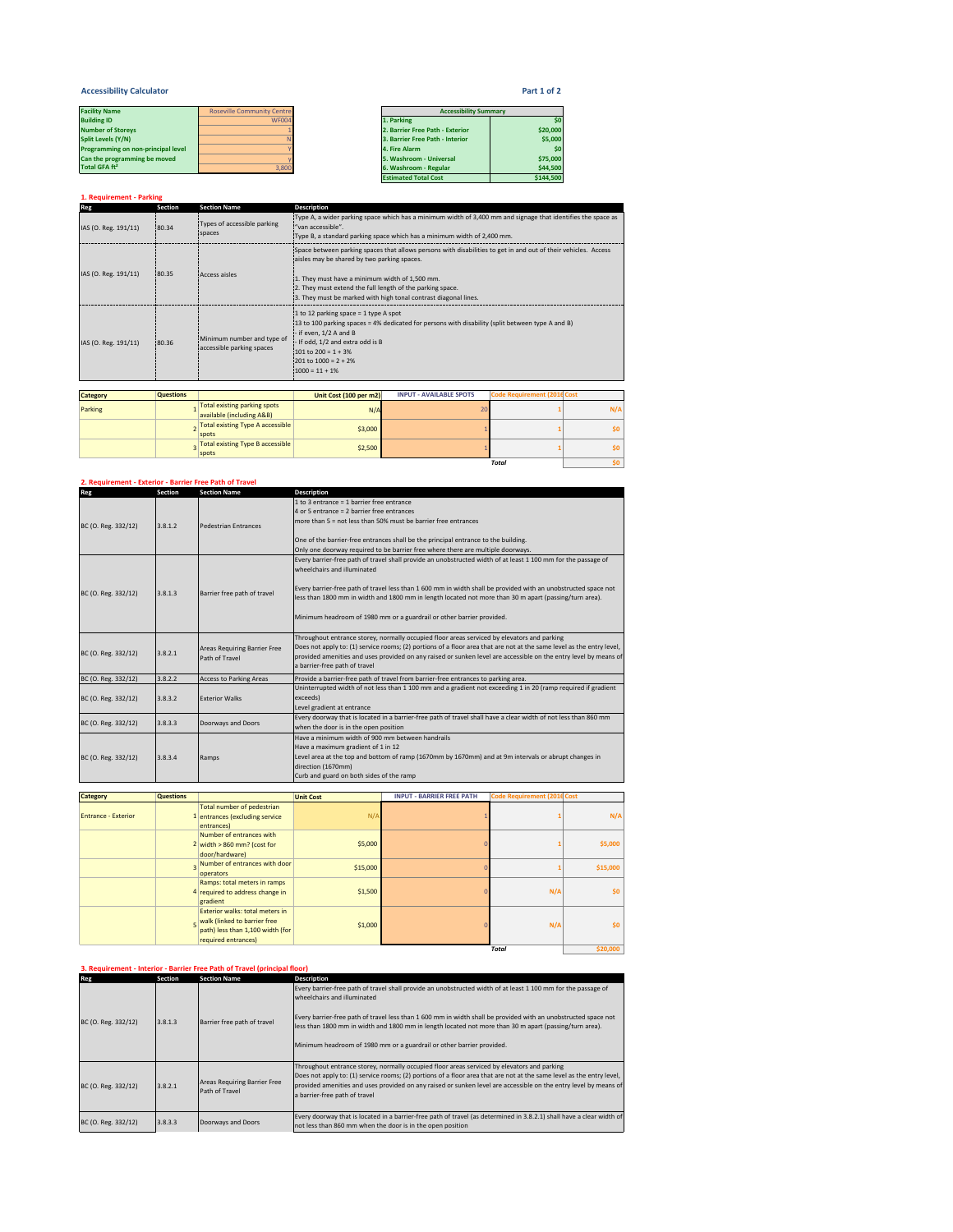## Accessibility Calculator

Part 1 of 2

| | |
|---|---|
| **Facility Name** | Roseville Community Centre |
| **Building ID** | WF004 |
| **Number of Storeys** | 1 |
| **Split Levels (Y/N)** | N |
| **Programming on non-principal level** | Y |
| **Can the programming be moved** | y |
| **Total GFA ft²** | 3,800 |

| Accessibility Summary | |
|---|---|
| 1. Parking | $0 |
| 2. Barrier Free Path - Exterior | $20,000 |
| 3. Barrier Free Path - Interior | $5,000 |
| 4. Fire Alarm | $0 |
| 5. Washroom - Universal | $75,000 |
| 6. Washroom - Regular | $44,500 |
| **Estimated Total Cost** | **$144,500** |

### 1. Requirement - Parking

| Reg | Section | Section Name | Description |
|---|---|---|---|
| IAS (O. Reg. 191/11) | 80.34 | Types of accessible parking spaces | Type A, a wider parking space which has a minimum width of 3,400 mm and signage that identifies the space as "van accessible". Type B, a standard parking space which has a minimum width of 2,400 mm. |
| IAS (O. Reg. 191/11) | 80.35 | Access aisles | Space between parking spaces that allows persons with disabilities to get in and out of their vehicles. Access aisles may be shared by two parking spaces. 1. They must have a minimum width of 1,500 mm. 2. They must extend the full length of the parking space. 3. They must be marked with high tonal contrast diagonal lines. |
| IAS (O. Reg. 191/11) | 80.36 | Minimum number and type of accessible parking spaces | 1 to 12 parking space = 1 type A spot; 13 to 100 parking spaces = 4% dedicated for persons with disability (split between type A and B) - if even, 1/2 A and B - If odd, 1/2 and extra odd is B; 101 to 200 = 1 + 3%; 201 to 1000 = 2 + 2%; 1000 = 11 + 1% |

| Category | Questions | | Unit Cost (100 per m2) | INPUT - AVAILABLE SPOTS | Code Requirement (2016) | Cost |
|---|---|---|---|---|---|---|
| Parking | 1 | Total existing parking spots available (including A&B) | N/A | 20 | 1 | N/A |
| | 2 | Total existing Type A accessible spots | $3,000 | 1 | 1 | $0 |
| | 3 | Total existing Type B accessible spots | $2,500 | 1 | 1 | $0 |
| | | | | | *Total* | $0 |

### 2. Requirement - Exterior - Barrier Free Path of Travel

| Reg | Section | Section Name | Description |
|---|---|---|---|
| BC (O. Reg. 332/12) | 3.8.1.2 | Pedestrian Entrances | 1 to 3 entrance = 1 barrier free entrance; 4 or 5 entrance = 2 barrier free entrances; more than 5 = not less than 50% must be barrier free entrances. One of the barrier-free entrances shall be the principal entrance to the building. Only one doorway required to be barrier free where there are multiple doorways. |
| BC (O. Reg. 332/12) | 3.8.1.3 | Barrier free path of travel | Every barrier-free path of travel shall provide an unobstructed width of at least 1 100 mm for the passage of wheelchairs and illuminated. Every barrier-free path of travel less than 1 600 mm in width shall be provided with an unobstructed space not less than 1800 mm in width and 1800 mm in length located not more than 30 m apart (passing/turn area). Minimum headroom of 1980 mm or a guardrail or other barrier provided. |
| BC (O. Reg. 332/12) | 3.8.2.1 | Areas Requiring Barrier Free Path of Travel | Throughout entrance storey, normally occupied floor areas serviced by elevators and parking. Does not apply to: (1) service rooms; (2) portions of a floor area that are not at the same level as the entry level, provided amenities and uses provided on any raised or sunken level are accessible on the entry level by means of a barrier-free path of travel |
| BC (O. Reg. 332/12) | 3.8.2.2 | Access to Parking Areas | Provide a barrier-free path of travel from barrier-free entrances to parking area. |
| BC (O. Reg. 332/12) | 3.8.3.2 | Exterior Walks | Uninterrupted width of not less than 1 100 mm and a gradient not exceeding 1 in 20 (ramp required if gradient exceeds). Level gradient at entrance |
| BC (O. Reg. 332/12) | 3.8.3.3 | Doorways and Doors | Every doorway that is located in a barrier-free path of travel shall have a clear width of not less than 860 mm when the door is in the open position |
| BC (O. Reg. 332/12) | 3.8.3.4 | Ramps | Have a minimum width of 900 mm between handrails. Have a maximum gradient of 1 in 12. Level area at the top and bottom of ramp (1670mm by 1670mm) and at 9m intervals or abrupt changes in direction (1670mm). Curb and guard on both sides of the ramp |

| Category | Questions | | Unit Cost | INPUT - BARRIER FREE PATH | Code Requirement (2016) | Cost |
|---|---|---|---|---|---|---|
| Entrance - Exterior | 1 | Total number of pedestrian entrances (excluding service entrances) | N/A | 1 | 1 | N/A |
| | 2 | Number of entrances with width > 860 mm? (cost for door/hardware) | $5,000 | 0 | 1 | $5,000 |
| | 3 | Number of entrances with door operators | $15,000 | 0 | 1 | $15,000 |
| | 4 | Ramps: total meters in ramps required to address change in gradient | $1,500 | 0 | N/A | $0 |
| | 5 | Exterior walks: total meters in walk (linked to barrier free path) less than 1,100 width (for required entrances) | $1,000 | 0 | N/A | $0 |
| | | | | | *Total* | $20,000 |

### 3. Requirement - Interior - Barrier Free Path of Travel (principal floor)

| Reg | Section | Section Name | Description |
|---|---|---|---|
| BC (O. Reg. 332/12) | 3.8.1.3 | Barrier free path of travel | Every barrier-free path of travel shall provide an unobstructed width of at least 1 100 mm for the passage of wheelchairs and illuminated. Every barrier-free path of travel less than 1 600 mm in width shall be provided with an unobstructed space not less than 1800 mm in width and 1800 mm in length located not more than 30 m apart (passing/turn area). Minimum headroom of 1980 mm or a guardrail or other barrier provided. |
| BC (O. Reg. 332/12) | 3.8.2.1 | Areas Requiring Barrier Free Path of Travel | Throughout entrance storey, normally occupied floor areas serviced by elevators and parking. Does not apply to: (1) service rooms; (2) portions of a floor area that are not at the same level as the entry level, provided amenities and uses provided on any raised or sunken level are accessible on the entry level by means of a barrier-free path of travel |
| BC (O. Reg. 332/12) | 3.8.3.3 | Doorways and Doors | Every doorway that is located in a barrier-free path of travel (as determined in 3.8.2.1) shall have a clear width of not less than 860 mm when the door is in the open position |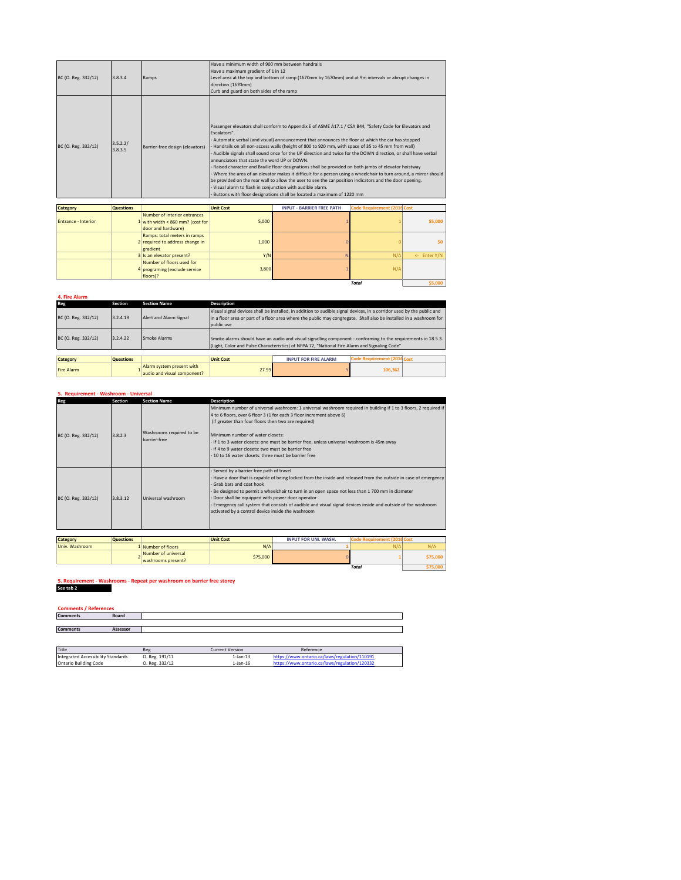| | | | |
|---|---|---|---|
| BC (O. Reg. 332/12) | 3.8.3.4 | Ramps | Have a minimum width of 900 mm between handrails<br>Have a maximum gradient of 1 in 12<br>Level area at the top and bottom of ramp (1670mm by 1670mm) and at 9m intervals or abrupt changes in direction (1670mm)<br>Curb and guard on both sides of the ramp |
| BC (O. Reg. 332/12) | 3.5.2.2/ 3.8.3.5 | Barrier-free design (elevators) | Passenger elevators shall conform to Appendix E of ASME A17.1 / CSA B44, "Safety Code for Elevators and Escalators".<br>- Automatic verbal (and visual) announcement that announces the floor at which the car has stopped<br>- Handrails on all non-access walls (height of 800 to 920 mm, with space of 35 to 45 mm from wall)<br>- Audible signals shall sound once for the UP direction and twice for the DOWN direction, or shall have verbal annunciators that state the word UP or DOWN.<br>- Raised character and Braille floor designations shall be provided on both jambs of elevator hoistway<br>- Where the area of an elevator makes it difficult for a person using a wheelchair to turn around, a mirror should be provided on the rear wall to allow the user to see the car position indicators and the door opening.<br>- Visual alarm to flash in conjunction with audible alarm.<br>- Buttons with floor designations shall be located a maximum of 1220 mm |

| Category | Questions | | Unit Cost | INPUT - BARRIER FREE PATH | Code Requirement (2016 | Cost |
|---|---|---|---|---|---|---|
| Entrance - Interior | 1 | Number of interior entrances with width < 860 mm? (cost for door and hardware) | 5,000 | 1 | 1 | $5,000 |
| | 2 | Ramps: total meters in ramps required to address change in gradient | 1,000 | 0 | 0 | $0 |
| | 3 | Is an elevator present? | Y/N | N | N/A | <- Enter Y/N |
| | 4 | Number of floors used for programing (exclude service floors)? | 3,800 | 1 | N/A | |
| | | | | | *Total* | $5,000 |

## 4. Fire Alarm

| Reg | Section | Section Name | Description |
|---|---|---|---|
| BC (O. Reg. 332/12) | 3.2.4.19 | Alert and Alarm Signal | Visual signal devices shall be installed, in addition to audible signal devices, in a corridor used by the public and in a floor area or part of a floor area where the public may congregate. Shall also be installed in a washroom for public use |
| BC (O. Reg. 332/12) | 3.2.4.22 | Smoke Alarms | Smoke alarms should have an audio and visual signalling component - conforming to the requirements in 18.5.3. (Light, Color and Pulse Characteristics) of NFPA 72, "National Fire Alarm and Signaling Code" |

| Category | Questions | | Unit Cost | INPUT FOR FIRE ALARM | Code Requirement (2016 | Cost |
|---|---|---|---|---|---|---|
| Fire Alarm | 1 | Alarm system present with audio and visual component? | 27.99 | Y | 106,362 | |

## 5. Requirement - Washroom - Universal

| Reg | Section | Section Name | Description |
|---|---|---|---|
| BC (O. Reg. 332/12) | 3.8.2.3 | Washrooms required to be barrier-free | Minimum number of universal washroom: 1 universal washroom required in building if 1 to 3 floors, 2 required if 4 to 6 floors, over 6 floor 3 (1 for each 3 floor increment above 6)<br>(if greater than four floors then two are required)<br><br>Minimum number of water closets:<br>- If 1 to 3 water closets: one must be barrier free, unless universal washroom is 45m away<br>- if 4 to 9 water closets: two must be barrier free<br>- 10 to 16 water closets: three must be barrier free |
| BC (O. Reg. 332/12) | 3.8.3.12 | Universal washroom | - Served by a barrier free path of travel<br>- Have a door that is capable of being locked from the inside and released from the outside in case of emergency<br>- Grab bars and coat hook<br>- Be designed to permit a wheelchair to turn in an open space not less than 1 700 mm in diameter<br>- Door shall be equipped with power door operator<br>- Emergency call system that consists of audible and visual signal devices inside and outside of the washroom activated by a control device inside the washroom |

| Category | Questions | | Unit Cost | INPUT FOR UNI. WASH. | Code Requirement (2016 | Cost |
|---|---|---|---|---|---|---|
| Univ. Washroom | 1 | Number of floors | N/A | 1 | N/A | N/A |
| | 2 | Number of universal washrooms present? | $75,000 | 0 | 1 | $75,000 |
| | | | | | *Total* | $75,000 |

## 5. Requirement - Washrooms - Repeat per washroom on barrier free storey

**See tab 2**

## Comments / References

| Comments | Board | |
|---|---|---|

| Comments | Assessor | |
|---|---|---|

| Title | Reg | Current Version | Reference |
|---|---|---|---|
| Integrated Accessibility Standards | O. Reg. 191/11 | 1-Jan-13 | https://www.ontario.ca/laws/regulation/110191 |
| Ontario Building Code | O. Reg. 332/12 | 1-Jan-16 | https://www.ontario.ca/laws/regulation/120332 |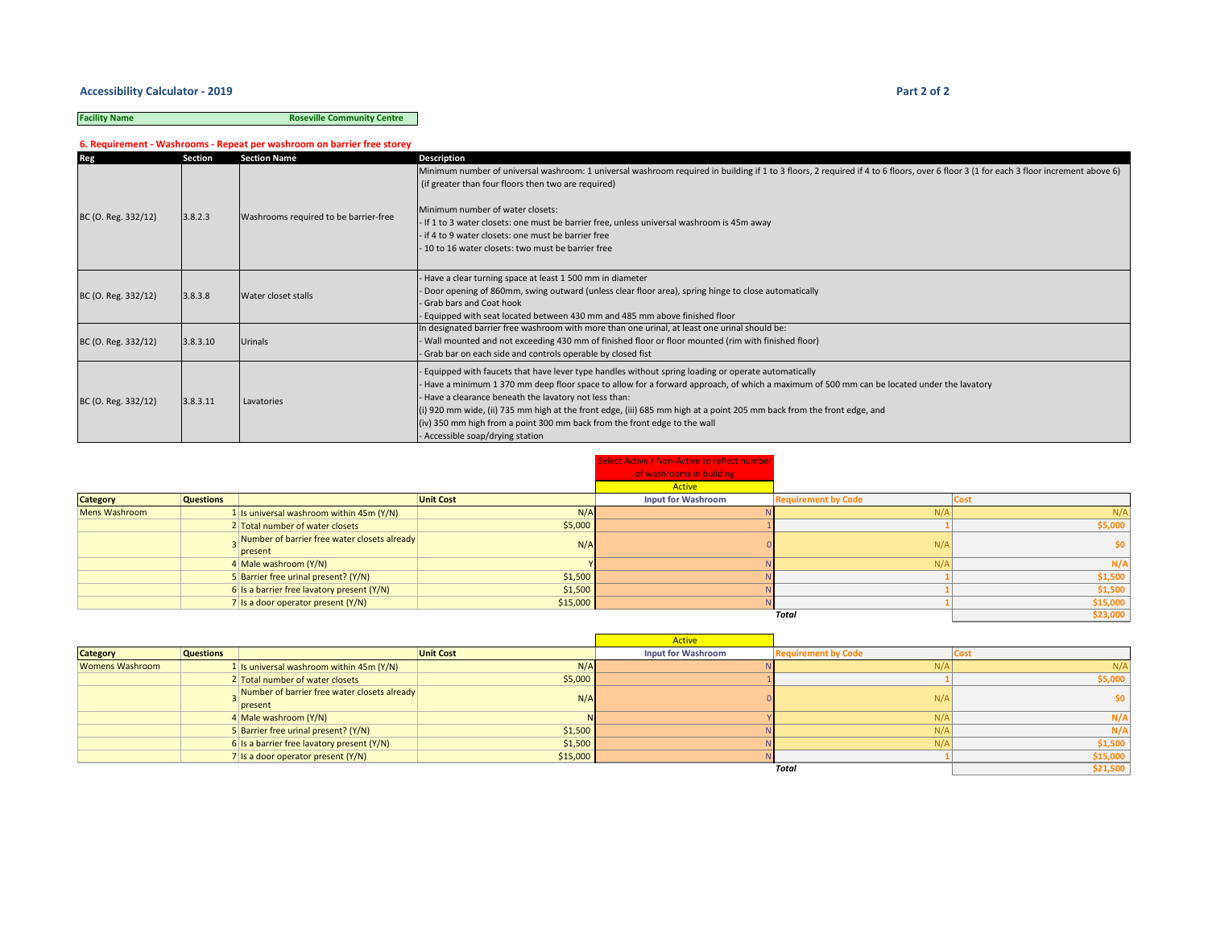## Accessibility Calculator - 2019

**Part 2 of 2**

| Facility Name | Roseville Community Centre |
|---|---|

### 6. Requirement - Washrooms - Repeat per washroom on barrier free storey

| Reg | Section | Section Name | Description |
|---|---|---|---|
| BC (O. Reg. 332/12) | 3.8.2.3 | Washrooms required to be barrier-free | Minimum number of universal washroom: 1 universal washroom required in building if 1 to 3 floors, 2 required if 4 to 6 floors, over 6 floor 3 (1 for each 3 floor increment above 6) (if greater than four floors then two are required)<br><br>Minimum number of water closets:<br>- If 1 to 3 water closets: one must be barrier free, unless universal washroom is 45m away<br>- if 4 to 9 water closets: one must be barrier free<br>- 10 to 16 water closets: two must be barrier free |
| BC (O. Reg. 332/12) | 3.8.3.8 | Water closet stalls | - Have a clear turning space at least 1 500 mm in diameter<br>- Door opening of 860mm, swing outward (unless clear floor area), spring hinge to close automatically<br>- Grab bars and Coat hook<br>- Equipped with seat located between 430 mm and 485 mm above finished floor |
| BC (O. Reg. 332/12) | 3.8.3.10 | Urinals | In designated barrier free washroom with more than one urinal, at least one urinal should be:<br>- Wall mounted and not exceeding 430 mm of finished floor or floor mounted (rim with finished floor)<br>- Grab bar on each side and controls operable by closed fist |
| BC (O. Reg. 332/12) | 3.8.3.11 | Lavatories | - Equipped with faucets that have lever type handles without spring loading or operate automatically<br>- Have a minimum 1 370 mm deep floor space to allow for a forward approach, of which a maximum of 500 mm can be located under the lavatory<br>- Have a clearance beneath the lavatory not less than:<br>(i) 920 mm wide, (ii) 735 mm high at the front edge, (iii) 685 mm high at a point 205 mm back from the front edge, and<br>(iv) 350 mm high from a point 300 mm back from the front edge to the wall<br>- Accessible soap/drying station |

Select Active / Non-Active to reflect number of washrooms in building

Active

| Category | Questions | | Unit Cost | Input for Washroom | Requirement by Code | Cost |
|---|---|---|---|---|---|---|
| Mens Washroom | 1 | Is universal washroom within 45m (Y/N) | N/A | N | N/A | N/A |
| | 2 | Total number of water closets | $5,000 | 1 | 1 | $5,000 |
| | 3 | Number of barrier free water closets already present | N/A | 0 | N/A | $0 |
| | 4 | Male washroom (Y/N) | Y | N | N/A | N/A |
| | 5 | Barrier free urinal present? (Y/N) | $1,500 | N | 1 | $1,500 |
| | 6 | Is a barrier free lavatory present (Y/N) | $1,500 | N | 1 | $1,500 |
| | 7 | Is a door operator present (Y/N) | $15,000 | N | 1 | $15,000 |
| | | | | | *Total* | $23,000 |

Active

| Category | Questions | | Unit Cost | Input for Washroom | Requirement by Code | Cost |
|---|---|---|---|---|---|---|
| Womens Washroom | 1 | Is universal washroom within 45m (Y/N) | N/A | N | N/A | N/A |
| | 2 | Total number of water closets | $5,000 | 1 | 1 | $5,000 |
| | 3 | Number of barrier free water closets already present | N/A | 0 | N/A | $0 |
| | 4 | Male washroom (Y/N) | N | Y | N/A | N/A |
| | 5 | Barrier free urinal present? (Y/N) | $1,500 | N | N/A | N/A |
| | 6 | Is a barrier free lavatory present (Y/N) | $1,500 | N | N/A | $1,500 |
| | 7 | Is a door operator present (Y/N) | $15,000 | N | 1 | $15,000 |
| | | | | | *Total* | $21,500 |